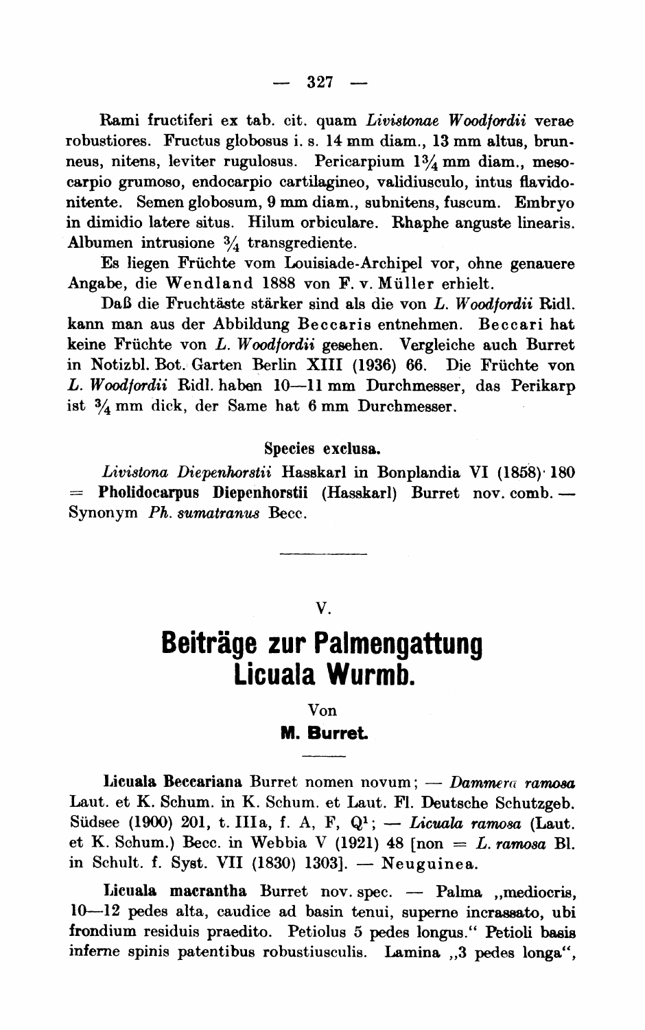Rami fructiferi ex tab. cit. quam *Livistonae Woodfordii* verae robustiores. Fructus globosus i. s. 14 mm diam., 13 mm altus, brunneus, nitens, leviter rugulosus. Pericarpium $1\frac{3}{4}$ mm diam., mesocarpio grumoso, endocarpio cartilagineo, validiusculo, intus flavidonitente. Semen globosum, 9 mm diam., subnitens, fuscum. Embryo in dimidio latere situs. Hilum orbiculare. Rhaphe anguste linearis. Albumen intrusione $\frac{3}{4}$ transgrediente.

Es liegen Früchte vom Louisiade-Archipel vor, ohne genauere Angabe, die Wendland 1888 von F. v. Müller erhielt.

Daß die Fruchtäste stärker sind als die von *L. Woodfordii* Ridl. kann man aus der Abbildung Beccaris entnehmen. Beccari hat keine Früchte von *L. Woodfordii* gesehen. Vergleiche auch Burret in Notizbl. Bot. Garten Berlin XIII (1936) 66. Die Früchte von *L. Woodfordii* Ridl. haben 10—11 mm Durchmesser, das Perikarp ist $\frac{3}{4}$ mm dick, der Same hat 6 mm Durchmesser.

**Species exclusa.**

*Livistona Diepenhorstii* Hasskarl in Bonplandia VI (1858) 180 = **Pholidocarpus Diepenhorstii** (Hasskarl) Burret nov. comb. — Synonym *Ph. sumatranus* Becc.

---

V.

# Beiträge zur Palmengattung Licuala Wurmb.

Von

**M. Burret.**

**Licuala Beccariana** Burret nomen novum; — *Dammera ramosa* Laut. et K. Schum. in K. Schum. et Laut. Fl. Deutsche Schutzgeb. Südsee (1900) 201, t. IIIa, f. A, F, Q[1]; — *Licuala ramosa* (Laut. et K. Schum.) Becc. in Webbia V (1921) 48 [non = *L. ramosa* Bl. in Schult. f. Syst. VII (1830) 1303]. — Neuguinea.

**Licuala macrantha** Burret nov. spec. — Palma „mediocris, 10—12 pedes alta, caudice ad basin tenui, superne incrassato, ubi frondium residuis praedito. Petiolus 5 pedes longus." Petioli basis inferne spinis patentibus robustiusculis. Lamina „3 pedes longa",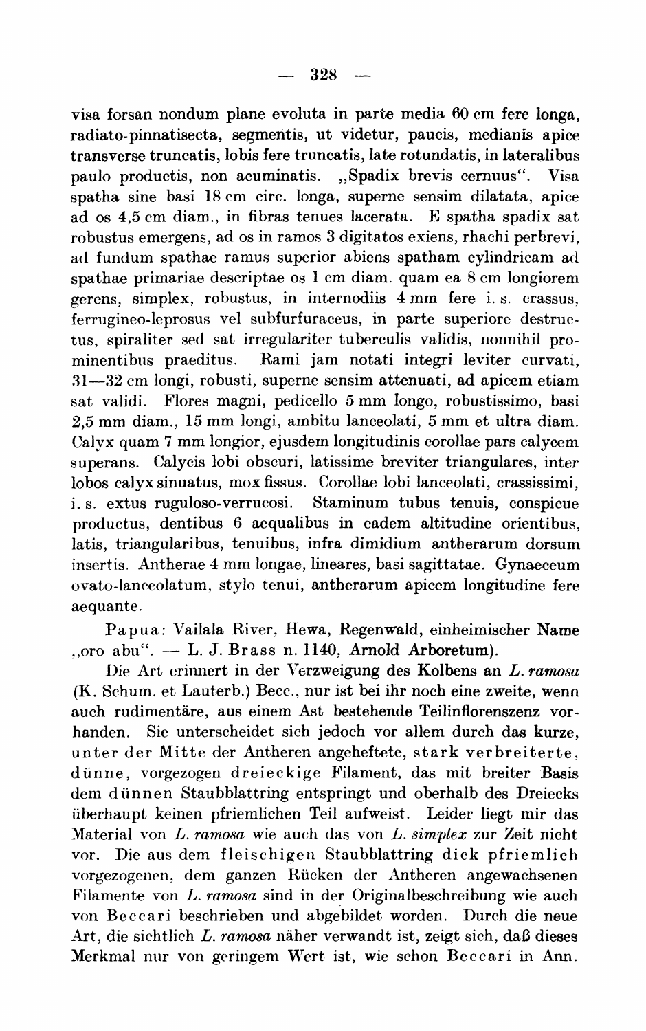visa forsan nondum plane evoluta in parte media 60 cm fere longa, radiato-pinnatisecta, segmentis, ut videtur, paucis, medianis apice transverse truncatis, lobis fere truncatis, late rotundatis, in lateralibus paulo productis, non acuminatis. „Spadix brevis cernuus". Visa spatha sine basi 18 cm circ. longa, superne sensim dilatata, apice ad os 4,5 cm diam., in fibras tenues lacerata. E spatha spadix sat robustus emergens, ad os in ramos 3 digitatos exiens, rhachi perbrevi, ad fundum spathae ramus superior abiens spatham cylindricam ad spathae primariae descriptae os 1 cm diam. quam ea 8 cm longiorem gerens, simplex, robustus, in internodiis 4 mm fere i. s. crassus, ferrugineo-leprosus vel subfurfuraceus, in parte superiore destructus, spiraliter sed sat irregulariter tuberculis validis, nonnihil prominentibus praeditus. Rami jam notati integri leviter curvati, 31—32 cm longi, robusti, superne sensim attenuati, ad apicem etiam sat validi. Flores magni, pedicello 5 mm longo, robustissimo, basi 2,5 mm diam., 15 mm longi, ambitu lanceolati, 5 mm et ultra diam. Calyx quam 7 mm longior, ejusdem longitudinis corollae pars calycem superans. Calycis lobi obscuri, latissime breviter triangulares, inter lobos calyx sinuatus, mox fissus. Corollae lobi lanceolati, crassissimi, i. s. extus ruguloso-verrucosi. Staminum tubus tenuis, conspicue productus, dentibus 6 aequalibus in eadem altitudine orientibus, latis, triangularibus, tenuibus, infra dimidium antherarum dorsum insertis. Antherae 4 mm longae, lineares, basi sagittatae. Gynaeceum ovato-lanceolatum, stylo tenui, antherarum apicem longitudine fere aequante.

Papua: Vailala River, Hewa, Regenwald, einheimischer Name „oro abu". — L. J. Brass n. 1140, Arnold Arboretum).

Die Art erinnert in der Verzweigung des Kolbens an *L. ramosa* (K. Schum. et Lauterb.) Becc., nur ist bei ihr noch eine zweite, wenn auch rudimentäre, aus einem Ast bestehende Teilinflorenszenz vorhanden. Sie unterscheidet sich jedoch vor allem durch das kurze, unter der Mitte der Antheren angeheftete, stark verbreiterte, dünne, vorgezogen dreieckige Filament, das mit breiter Basis dem dünnen Staubblattring entspringt und oberhalb des Dreiecks überhaupt keinen pfriemlichen Teil aufweist. Leider liegt mir das Material von *L. ramosa* wie auch das von *L. simplex* zur Zeit nicht vor. Die aus dem fleischigen Staubblattring dick pfriemlich vorgezogenen, dem ganzen Rücken der Antheren angewachsenen Filamente von *L. ramosa* sind in der Originalbeschreibung wie auch von Beccari beschrieben und abgebildet worden. Durch die neue Art, die sichtlich *L. ramosa* näher verwandt ist, zeigt sich, daß dieses Merkmal nur von geringem Wert ist, wie schon Beccari in Ann.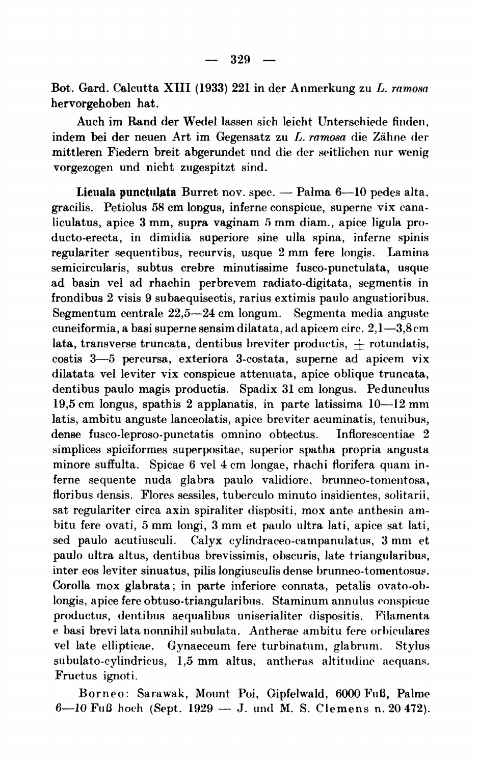Bot. Gard. Calcutta XIII (1933) 221 in der Anmerkung zu *L. ramosa* hervorgehoben hat.

Auch im Rand der Wedel lassen sich leicht Unterschiede finden, indem bei der neuen Art im Gegensatz zu *L. ramosa* die Zähne der mittleren Fiedern breit abgerundet und die der seitlichen nur wenig vorgezogen und nicht zugespitzt sind.

**Licuala punctulata** Burret nov. spec. — Palma 6—10 pedes alta, gracilis. Petiolus 58 cm longus, inferne conspicue, superne vix canaliculatus, apice 3 mm, supra vaginam 5 mm diam., apice ligula producto-erecta, in dimidia superiore sine ulla spina, inferne spinis regulariter sequentibus, recurvis, usque 2 mm fere longis. Lamina semicircularis, subtus crebre minutissime fusco-punctulata, usque ad basin vel ad rhachin perbrevem radiato-digitata, segmentis in frondibus 2 visis 9 subaequisectis, rarius extimis paulo angustioribus. Segmentum centrale 22,5—24 cm longum. Segmenta media anguste cuneiformia, a basi superne sensim dilatata, ad apicem circ. 2,1—3,8 cm lata, transverse truncata, dentibus breviter productis, ± rotundatis, costis 3—5 percursa, exteriora 3-costata, superne ad apicem vix dilatata vel leviter vix conspicue attenuata, apice oblique truncata, dentibus paulo magis productis. Spadix 31 cm longus. Pedunculus 19,5 cm longus, spathis 2 applanatis, in parte latissima 10—12 mm latis, ambitu anguste lanceolatis, apice breviter acuminatis, tenuibus, dense fusco-leproso-punctatis omnino obtectus. Inflorescentiae 2 simplices spiciformes superpositae, superior spatha propria angusta minore suffulta. Spicae 6 vel 4 cm longae, rhachi florifera quam inferne sequente nuda glabra paulo validiore, brunneo-tomentosa, floribus densis. Flores sessiles, tuberculo minuto insidientes, solitarii, sat regulariter circa axin spiraliter dispositi, mox ante anthesin ambitu fere ovati, 5 mm longi, 3 mm et paulo ultra lati, apice sat lati, sed paulo acutiusculi. Calyx cylindraceo-campanulatus, 3 mm et paulo ultra altus, dentibus brevissimis, obscuris, late triangularibus, inter eos leviter sinuatus, pilis longiusculis dense brunneo-tomentosus. Corolla mox glabrata; in parte inferiore connata, petalis ovato-oblongis, apice fere obtuso-triangularibus. Staminum annulus conspicue productus, dentibus aequalibus uniserialiter dispositis. Filamenta e basi brevi lata nonnihil subulata. Antherae ambitu fere orbiculares vel late ellipticae. Gynaeceum fere turbinatum, glabrum. Stylus subulato-cylindricus, 1,5 mm altus, antheras altitudine aequans. Fructus ignoti.

Borneo: Sarawak, Mount Poi, Gipfelwald, 6000 Fuß, Palme 6—10 Fuß hoch (Sept. 1929 — J. und M. S. Clemens n. 20 472).